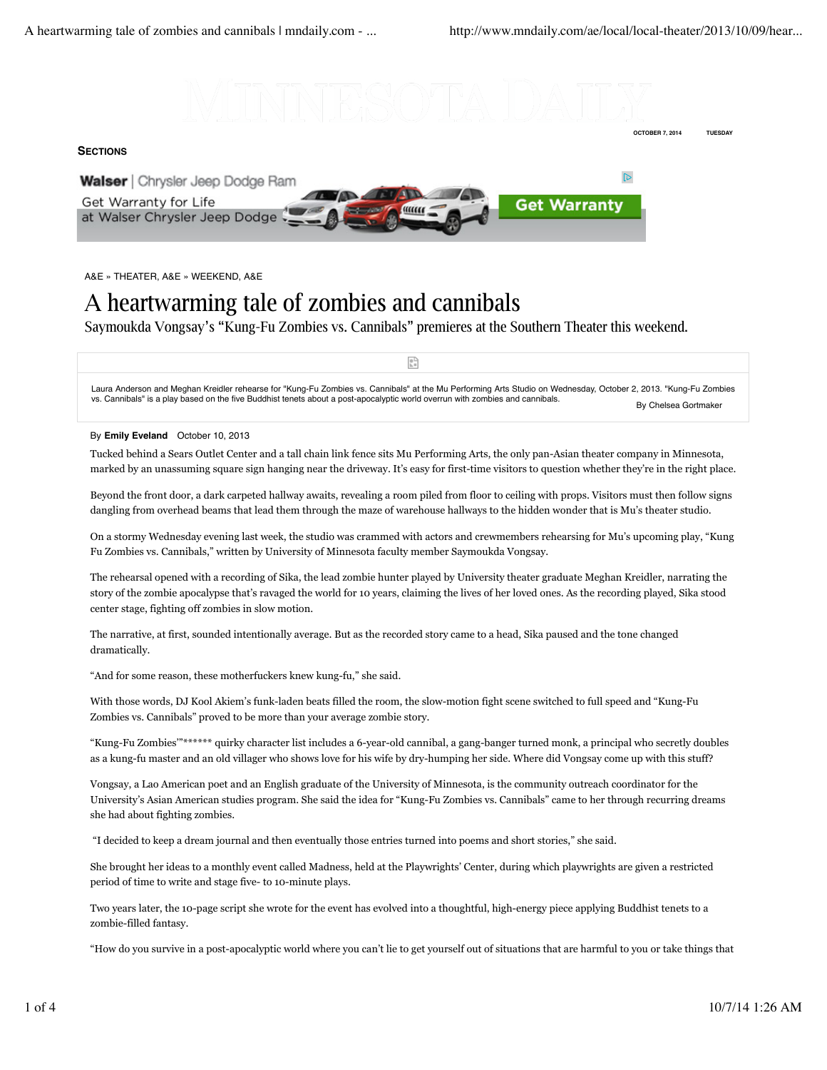SECTIONS

A&E » THEATER, A&E » WEEKEND, A&E

# A heartwarming tale of zombies and cannibals

## Saymoukda Vongsay's "Kung-Fu Zombies vs. Cannibals" premieres at the Southern Theater this weekend.

Laura Anderson and Meghan Kreidler rehearse for "Kung-Fu Zombies vs. Cannibals" at the Mu Performing Arts Studio on Wednesday, October 2, 2013. "Kung-Fu Zombies vs. Cannibals" is a play based on the five Buddhist tenets about a post-apocalyptic world overrun with zombies and cannibals.

By Chelsea Gortmaker

By **Emily Eveland** October 10, 2013

Tucked behind a Sears Outlet Center and a tall chain link fence sits Mu Performing Arts, the only pan-Asian theater company in Minnesota, marked by an unassuming square sign hanging near the driveway. It's easy for first-time visitors to question whether they're in the right place.

Beyond the front door, a dark carpeted hallway awaits, revealing a room piled from floor to ceiling with props. Visitors must then follow signs dangling from overhead beams that lead them through the maze of warehouse hallways to the hidden wonder that is Mu's theater studio.

On a stormy Wednesday evening last week, the studio was crammed with actors and crewmembers rehearsing for Mu's upcoming play, "Kung Fu Zombies vs. Cannibals," written by University of Minnesota faculty member Saymoukda Vongsay.

The rehearsal opened with a recording of Sika, the lead zombie hunter played by University theater graduate Meghan Kreidler, narrating the story of the zombie apocalypse that's ravaged the world for 10 years, claiming the lives of her loved ones. As the recording played, Sika stood center stage, fighting off zombies in slow motion.

The narrative, at first, sounded intentionally average. But as the recorded story came to a head, Sika paused and the tone changed dramatically.

"And for some reason, these motherfuckers knew kung-fu," she said.

With those words, DJ Kool Akiem's funk-laden beats filled the room, the slow-motion fight scene switched to full speed and "Kung-Fu Zombies vs. Cannibals" proved to be more than your average zombie story.

"Kung-Fu Zombies'"****** quirky character list includes a 6-year-old cannibal, a gang-banger turned monk, a principal who secretly doubles as a kung-fu master and an old villager who shows love for his wife by dry-humping her side. Where did Vongsay come up with this stuff?

Vongsay, a Lao American poet and an English graduate of the University of Minnesota, is the community outreach coordinator for the University's Asian American studies program. She said the idea for "Kung-Fu Zombies vs. Cannibals" came to her through recurring dreams she had about fighting zombies.

"I decided to keep a dream journal and then eventually those entries turned into poems and short stories," she said.

She brought her ideas to a monthly event called Madness, held at the Playwrights' Center, during which playwrights are given a restricted period of time to write and stage five- to 10-minute plays.

Two years later, the 10-page script she wrote for the event has evolved into a thoughtful, high-energy piece applying Buddhist tenets to a zombie-filled fantasy.

"How do you survive in a post-apocalyptic world where you can't lie to get yourself out of situations that are harmful to you or take things that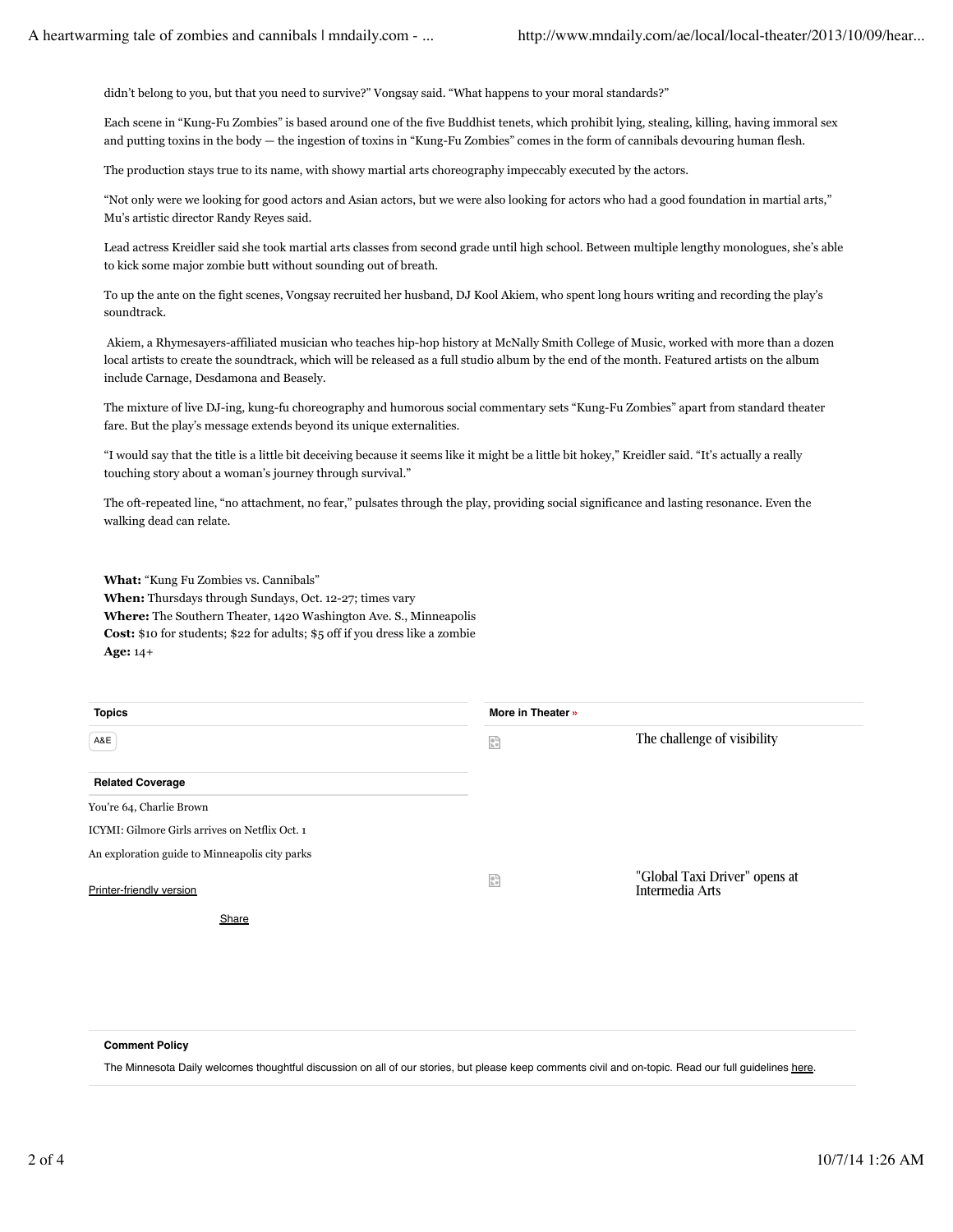didn't belong to you, but that you need to survive?" Vongsay said. "What happens to your moral standards?"

Each scene in "Kung-Fu Zombies" is based around one of the five Buddhist tenets, which prohibit lying, stealing, killing, having immoral sex and putting toxins in the body — the ingestion of toxins in "Kung-Fu Zombies" comes in the form of cannibals devouring human flesh.

The production stays true to its name, with showy martial arts choreography impeccably executed by the actors.

"Not only were we looking for good actors and Asian actors, but we were also looking for actors who had a good foundation in martial arts," Mu's artistic director Randy Reyes said.

Lead actress Kreidler said she took martial arts classes from second grade until high school. Between multiple lengthy monologues, she's able to kick some major zombie butt without sounding out of breath.

To up the ante on the fight scenes, Vongsay recruited her husband, DJ Kool Akiem, who spent long hours writing and recording the play's soundtrack.

Akiem, a Rhymesayers-affiliated musician who teaches hip-hop history at McNally Smith College of Music, worked with more than a dozen local artists to create the soundtrack, which will be released as a full studio album by the end of the month. Featured artists on the album include Carnage, Desdamona and Beasely.

The mixture of live DJ-ing, kung-fu choreography and humorous social commentary sets "Kung-Fu Zombies" apart from standard theater fare. But the play's message extends beyond its unique externalities.

"I would say that the title is a little bit deceiving because it seems like it might be a little bit hokey," Kreidler said. "It's actually a really touching story about a woman's journey through survival."

The oft-repeated line, "no attachment, no fear," pulsates through the play, providing social significance and lasting resonance. Even the walking dead can relate.

**What:** "Kung Fu Zombies vs. Cannibals"
**When:** Thursdays through Sundays, Oct. 12-27; times vary
**Where:** The Southern Theater, 1420 Washington Ave. S., Minneapolis
**Cost:** $10 for students; $22 for adults; $5 off if you dress like a zombie
**Age:** 14+

**Topics**

A&E

**Related Coverage**

You're 64, Charlie Brown

ICYMI: Gilmore Girls arrives on Netflix Oct. 1

An exploration guide to Minneapolis city parks

Printer-friendly version

Share

**More in Theater »**

The challenge of visibility

"Global Taxi Driver" opens at Intermedia Arts

**Comment Policy**

The Minnesota Daily welcomes thoughtful discussion on all of our stories, but please keep comments civil and on-topic. Read our full guidelines here.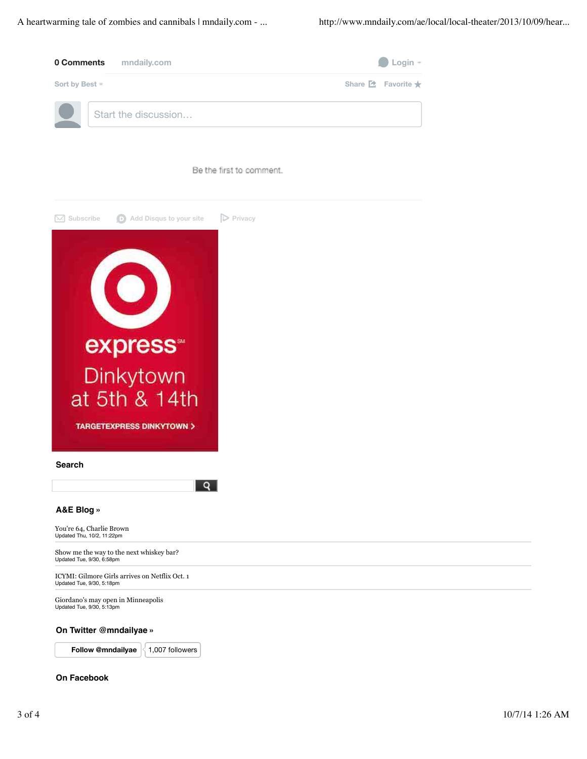**0 Comments** mndaily.com Login

Sort by Best Share Favorite

Start the discussion…

Be the first to comment.

Subscribe Add Disqus to your site Privacy

express[SM]

Dinkytown at 5th & 14th

TARGETEXPRESS DINKYTOWN >

### Search

### A&E Blog »

You're 64, Charlie Brown
Updated Thu, 10/2, 11:22pm

Show me the way to the next whiskey bar?
Updated Tue, 9/30, 6:58pm

ICYMI: Gilmore Girls arrives on Netflix Oct. 1
Updated Tue, 9/30, 5:18pm

Giordano's may open in Minneapolis
Updated Tue, 9/30, 5:13pm

### On Twitter @mndailyae »

Follow @mndailyae | 1,007 followers

### On Facebook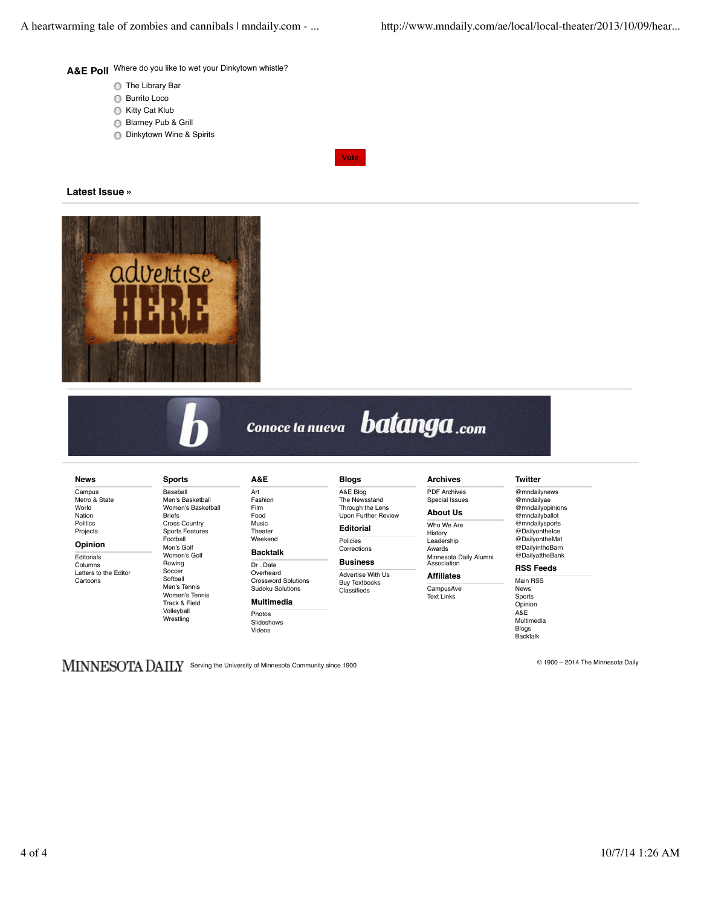**A&E Poll** Where do you like to wet your Dinkytown whistle?

- The Library Bar
- Burrito Loco
- Kitty Cat Klub
- Blarney Pub & Grill
- Dinkytown Wine & Spirits

Vote

**Latest Issue »**

### News

Campus
Metro & State
World
Nation
Politics
Projects

### Opinion

Editorials
Columns
Letters to the Editor
Cartoons

### Sports

Baseball
Men's Basketball
Women's Basketball
Briefs
Cross Country
Sports Features
Football
Men's Golf
Women's Golf
Rowing
Soccer
Softball
Men's Tennis
Women's Tennis
Track & Field
Volleyball
Wrestling

### A&E

Art
Fashion
Film
Food
Music
Theater
Weekend

### Backtalk

Dr . Date
Overheard
Crossword Solutions
Sudoku Solutions

### Multimedia

Photos
Slideshows
Videos

### Blogs

A&E Blog
The Newsstand
Through the Lens
Upon Further Review

### Editorial

Policies
Corrections

### Business

Advertise With Us
Buy Textbooks
Classifieds

### Archives

PDF Archives
Special Issues

### About Us

Who We Are
History
Leadership
Awards
Minnesota Daily Alumni Association

### Affiliates

CampusAve
Text Links

### Twitter

@mndailynews
@mndailyae
@mndailyopinions
@mndailyballot
@mndailysports
@DailyontheIce
@DailyontheMat
@DailyintheBarn
@DailyattheBank

### RSS Feeds

Main RSS
News
Sports
Opinion
A&E
Multimedia
Blogs
Backtalk

MINNESOTA DAILY Serving the University of Minnesota Community since 1900

© 1900 – 2014 The Minnesota Daily